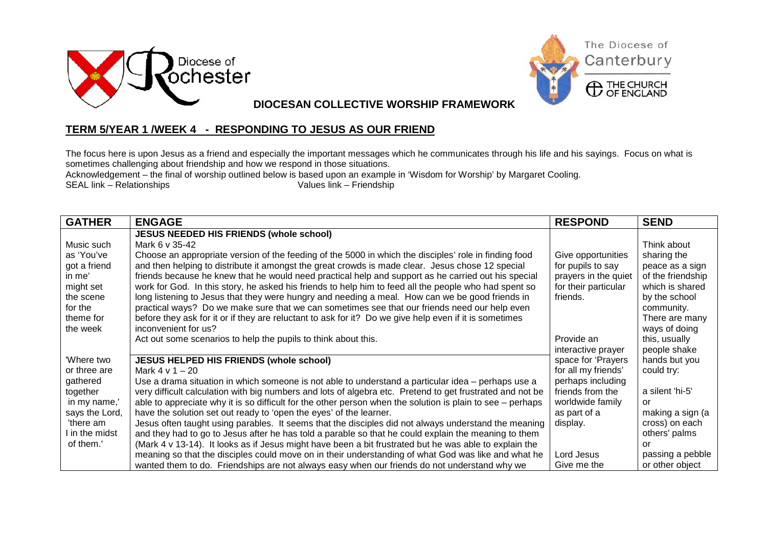Diocese of Rochester

The Diocese of Canterbury

THE CHURCH OF ENGLAND

**DIOCESAN COLLECTIVE WORSHIP FRAMEWORK**

## TERM 5/YEAR 1 /WEEK 4 - RESPONDING TO JESUS AS OUR FRIEND

The focus here is upon Jesus as a friend and especially the important messages which he communicates through his life and his sayings. Focus on what is sometimes challenging about friendship and how we respond in those situations.

Acknowledgement – the final of worship outlined below is based upon an example in 'Wisdom for Worship' by Margaret Cooling.

SEAL link – Relationships Values link – Friendship

| GATHER | ENGAGE | RESPOND | SEND |
|---|---|---|---|
| Music such as 'You've got a friend in me' might set the scene for the theme for the week<br><br>'Where two or three are gathered together in my name,' says the Lord, 'there am I in the midst of them.' | **JESUS NEEDED HIS FRIENDS (whole school)**<br>Mark 6 v 35-42<br>Choose an appropriate version of the feeding of the 5000 in which the disciples' role in finding food and then helping to distribute it amongst the great crowds is made clear. Jesus chose 12 special friends because he knew that he would need practical help and support as he carried out his special work for God. In this story, he asked his friends to help him to feed all the people who had spent so long listening to Jesus that they were hungry and needing a meal. How can we be good friends in practical ways? Do we make sure that we can sometimes see that our friends need our help even before they ask for it or if they are reluctant to ask for it? Do we give help even if it is sometimes inconvenient for us?<br>Act out some scenarios to help the pupils to think about this.<br><br>**JESUS HELPED HIS FRIENDS (whole school)**<br>Mark 4 v 1 – 20<br>Use a drama situation in which someone is not able to understand a particular idea – perhaps use a very difficult calculation with big numbers and lots of algebra etc. Pretend to get frustrated and not be able to appreciate why it is so difficult for the other person when the solution is plain to see – perhaps have the solution set out ready to 'open the eyes' of the learner.<br>Jesus often taught using parables. It seems that the disciples did not always understand the meaning and they had to go to Jesus after he has told a parable so that he could explain the meaning to them (Mark 4 v 13-14). It looks as if Jesus might have been a bit frustrated but he was able to explain the meaning so that the disciples could move on in their understanding of what God was like and what he wanted them to do. Friendships are not always easy when our friends do not understand why we | Give opportunities for pupils to say prayers in the quiet for their particular friends.<br><br>Provide an interactive prayer space for 'Prayers for all my friends' perhaps including friends from the worldwide family as part of a display.<br><br>Lord Jesus<br>Give me the | Think about sharing the peace as a sign of the friendship which is shared by the school community. There are many ways of doing this, usually people shake hands but you could try:<br><br>a silent 'hi-5'<br>or<br>making a sign (a cross) on each others' palms<br>or<br>passing a pebble or other object |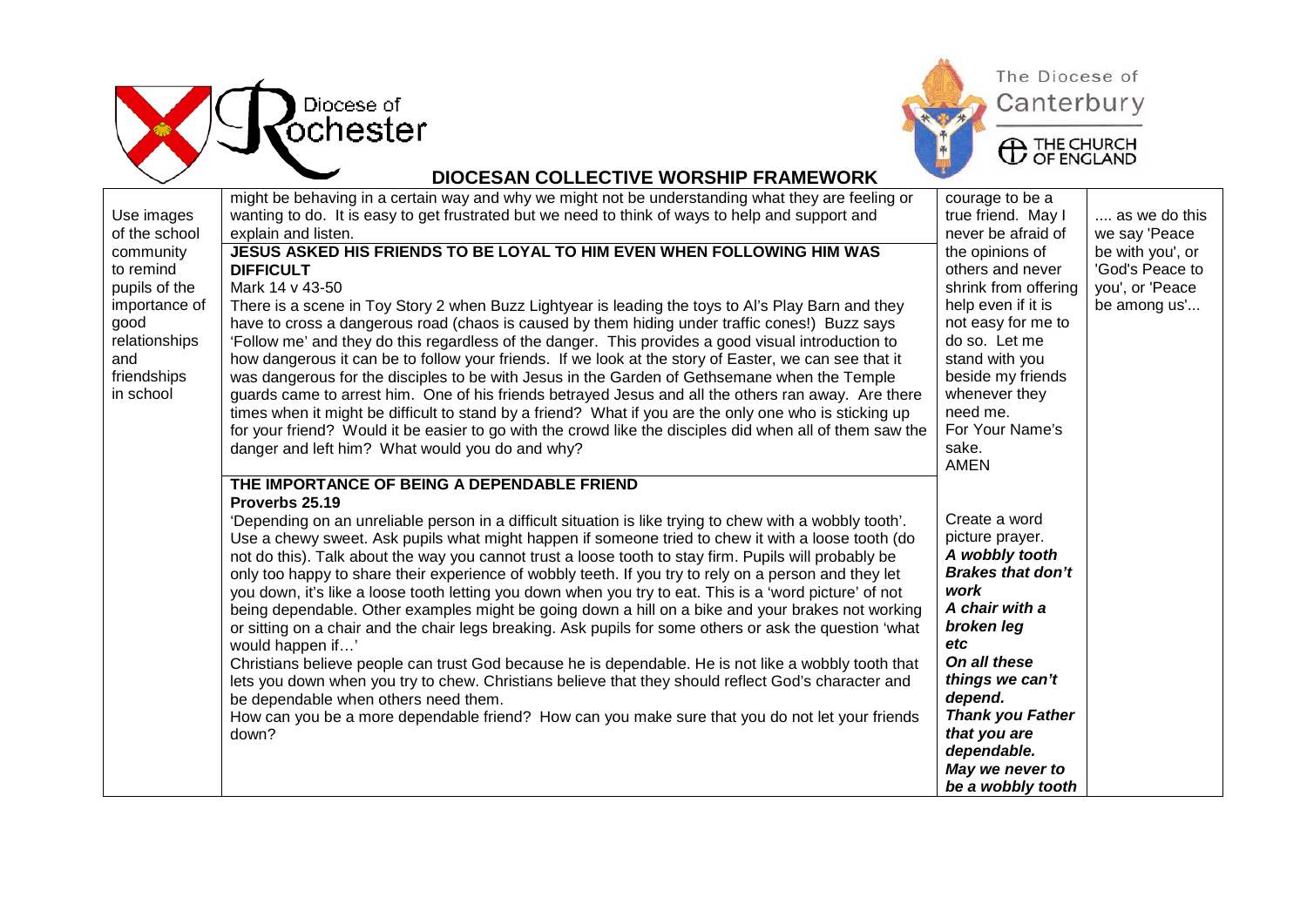## DIOCESAN COLLECTIVE WORSHIP FRAMEWORK

| | | | |
|---|---|---|---|
| Use images of the school community to remind pupils of the importance of good relationships and friendships in school | might be behaving in a certain way and why we might not be understanding what they are feeling or wanting to do. It is easy to get frustrated but we need to think of ways to help and support and explain and listen.<br><br>**JESUS ASKED HIS FRIENDS TO BE LOYAL TO HIM EVEN WHEN FOLLOWING HIM WAS DIFFICULT**<br>Mark 14 v 43-50<br>There is a scene in Toy Story 2 when Buzz Lightyear is leading the toys to Al's Play Barn and they have to cross a dangerous road (chaos is caused by them hiding under traffic cones!) Buzz says 'Follow me' and they do this regardless of the danger. This provides a good visual introduction to how dangerous it can be to follow your friends. If we look at the story of Easter, we can see that it was dangerous for the disciples to be with Jesus in the Garden of Gethsemane when the Temple guards came to arrest him. One of his friends betrayed Jesus and all the others ran away. Are there times when it might be difficult to stand by a friend? What if you are the only one who is sticking up for your friend? Would it be easier to go with the crowd like the disciples did when all of them saw the danger and left him? What would you do and why? | courage to be a true friend. May I never be afraid of the opinions of others and never shrink from offering help even if it is not easy for me to do so. Let me stand with you beside my friends whenever they need me.<br>For Your Name's sake.<br>AMEN | .... as we do this we say 'Peace be with you', or 'God's Peace to you', or 'Peace be among us'... |
| | **THE IMPORTANCE OF BEING A DEPENDABLE FRIEND**<br>**Proverbs 25.19**<br>'Depending on an unreliable person in a difficult situation is like trying to chew with a wobbly tooth'. Use a chewy sweet. Ask pupils what might happen if someone tried to chew it with a loose tooth (do not do this). Talk about the way you cannot trust a loose tooth to stay firm. Pupils will probably be only too happy to share their experience of wobbly teeth. If you try to rely on a person and they let you down, it's like a loose tooth letting you down when you try to eat. This is a 'word picture' of not being dependable. Other examples might be going down a hill on a bike and your brakes not working or sitting on a chair and the chair legs breaking. Ask pupils for some others or ask the question 'what would happen if…'<br>Christians believe people can trust God because he is dependable. He is not like a wobbly tooth that lets you down when you try to chew. Christians believe that they should reflect God's character and be dependable when others need them.<br>How can you be a more dependable friend? How can you make sure that you do not let your friends down? | Create a word picture prayer.<br>***A wobbly tooth***<br>***Brakes that don't work***<br>***A chair with a broken leg***<br>***etc***<br>***On all these things we can't depend.***<br>***Thank you Father that you are dependable.***<br>***May we never to be a wobbly tooth*** | |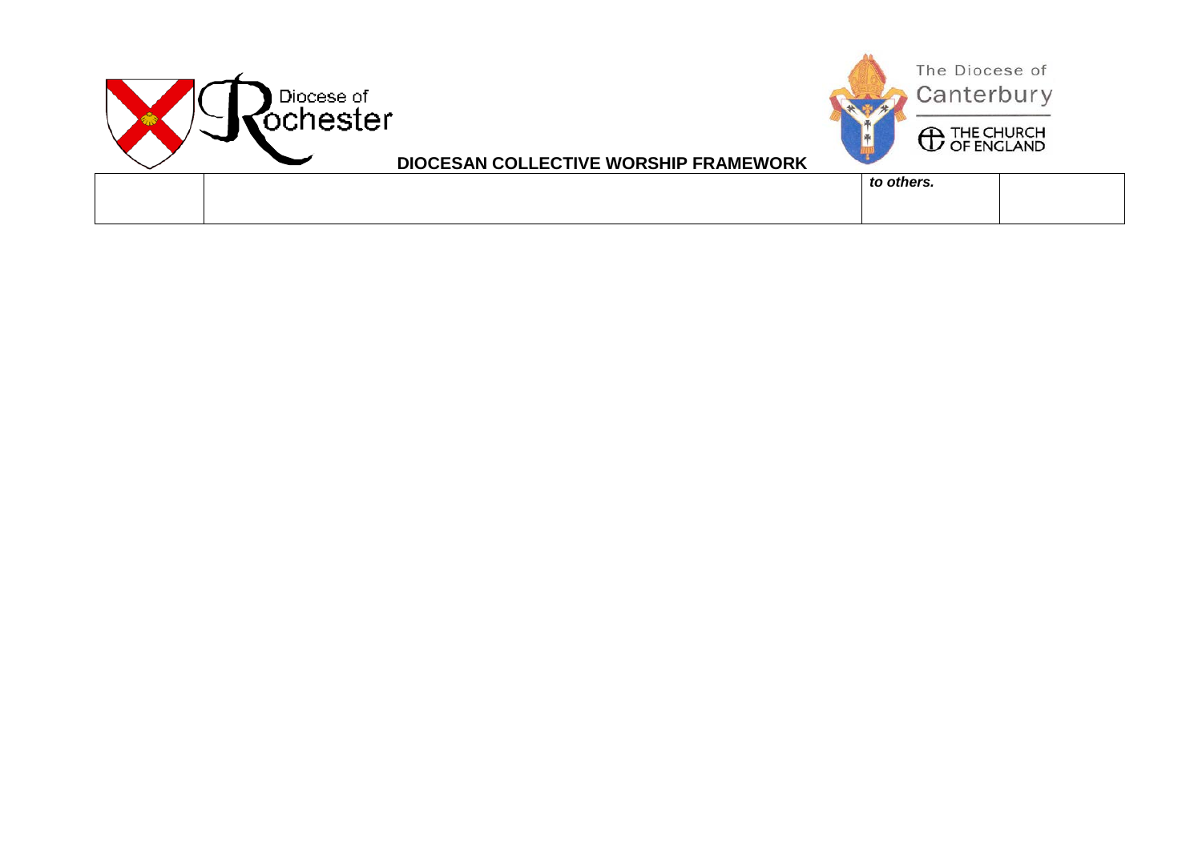| | | | |
|---|---|---|---|
| | | ***to others.*** | |